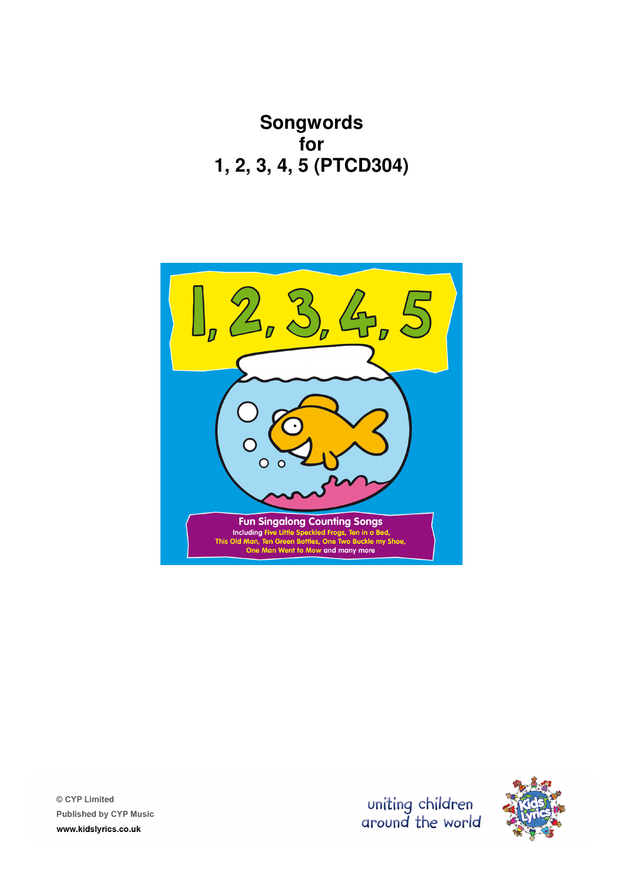# Songwords
# for
# 1, 2, 3, 4, 5 (PTCD304)

1, 2, 3, 4, 5

Fun Singalong Counting Songs

Including Five Little Speckled Frogs, Ten in a Bed, This Old Man, Ten Green Bottles, One Two Buckle my Shoe, One Man Went to Mow and many more

© CYP Limited
Published by CYP Music
www.kidslyrics.co.uk

uniting children around the world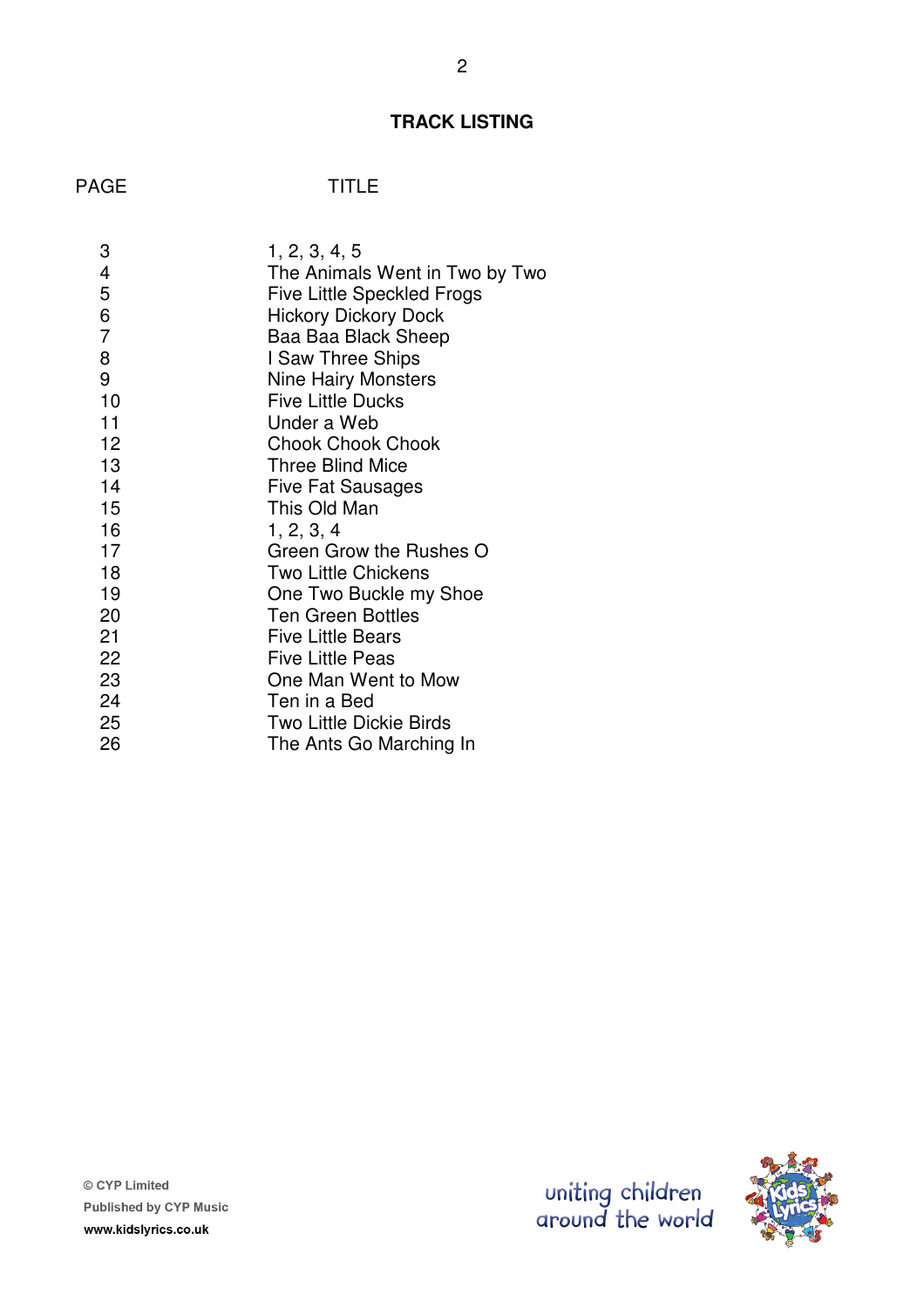**TRACK LISTING**

| PAGE | TITLE |
|---|---|
| 3 | 1, 2, 3, 4, 5 |
| 4 | The Animals Went in Two by Two |
| 5 | Five Little Speckled Frogs |
| 6 | Hickory Dickory Dock |
| 7 | Baa Baa Black Sheep |
| 8 | I Saw Three Ships |
| 9 | Nine Hairy Monsters |
| 10 | Five Little Ducks |
| 11 | Under a Web |
| 12 | Chook Chook Chook |
| 13 | Three Blind Mice |
| 14 | Five Fat Sausages |
| 15 | This Old Man |
| 16 | 1, 2, 3, 4 |
| 17 | Green Grow the Rushes O |
| 18 | Two Little Chickens |
| 19 | One Two Buckle my Shoe |
| 20 | Ten Green Bottles |
| 21 | Five Little Bears |
| 22 | Five Little Peas |
| 23 | One Man Went to Mow |
| 24 | Ten in a Bed |
| 25 | Two Little Dickie Birds |
| 26 | The Ants Go Marching In |

© CYP Limited
Published by CYP Music
www.kidslyrics.co.uk

uniting children around the world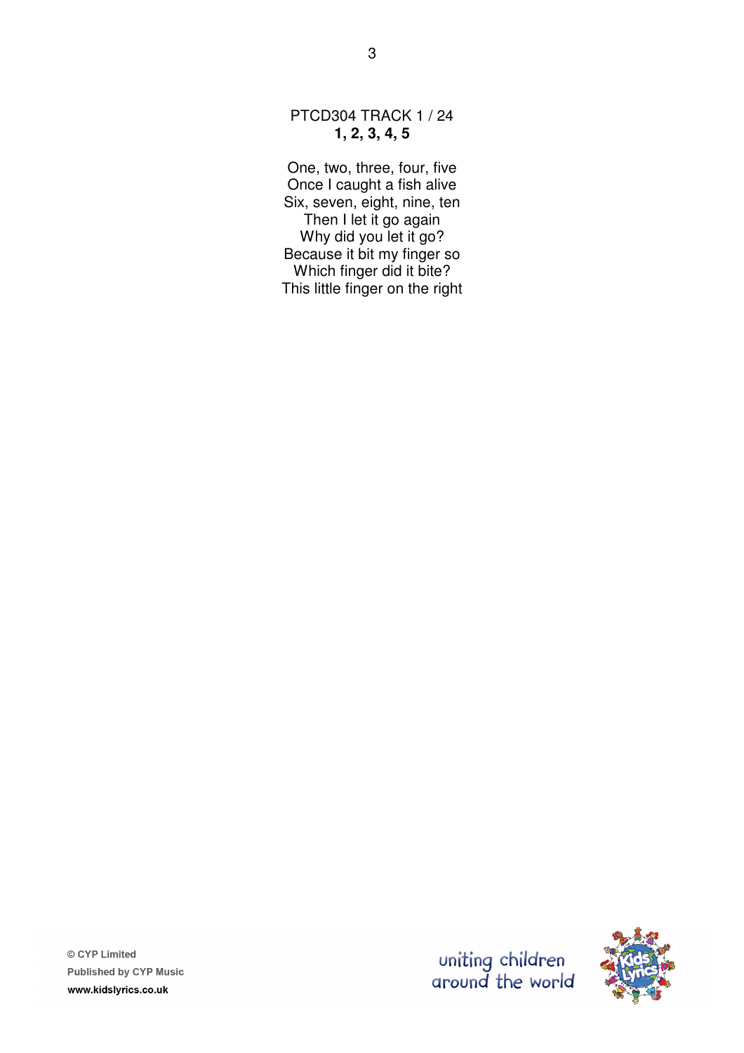PTCD304 TRACK 1 / 24

**1, 2, 3, 4, 5**

One, two, three, four, five
Once I caught a fish alive
Six, seven, eight, nine, ten
Then I let it go again
Why did you let it go?
Because it bit my finger so
Which finger did it bite?
This little finger on the right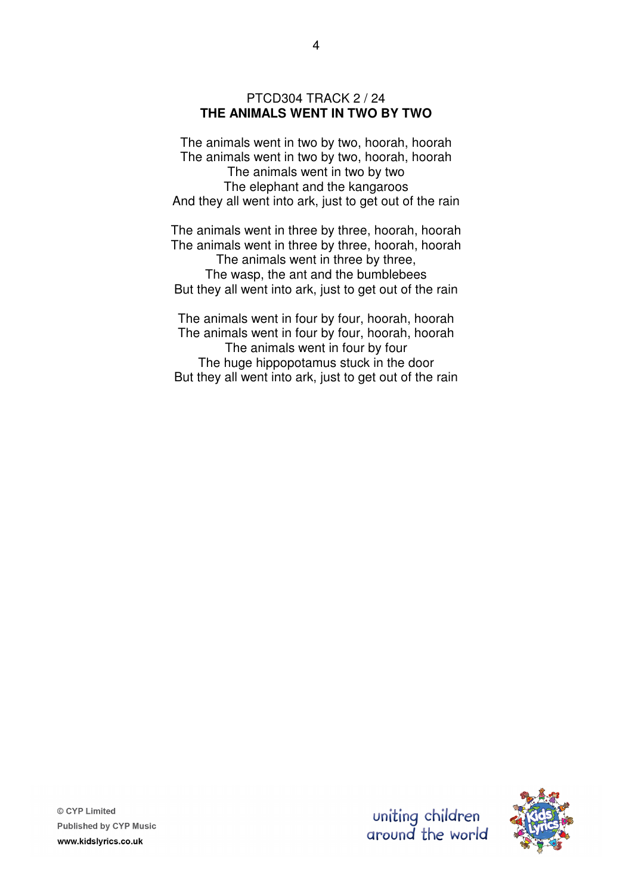PTCD304 TRACK 2 / 24

**THE ANIMALS WENT IN TWO BY TWO**

The animals went in two by two, hoorah, hoorah
The animals went in two by two, hoorah, hoorah
The animals went in two by two
The elephant and the kangaroos
And they all went into ark, just to get out of the rain

The animals went in three by three, hoorah, hoorah
The animals went in three by three, hoorah, hoorah
The animals went in three by three,
The wasp, the ant and the bumblebees
But they all went into ark, just to get out of the rain

The animals went in four by four, hoorah, hoorah
The animals went in four by four, hoorah, hoorah
The animals went in four by four
The huge hippopotamus stuck in the door
But they all went into ark, just to get out of the rain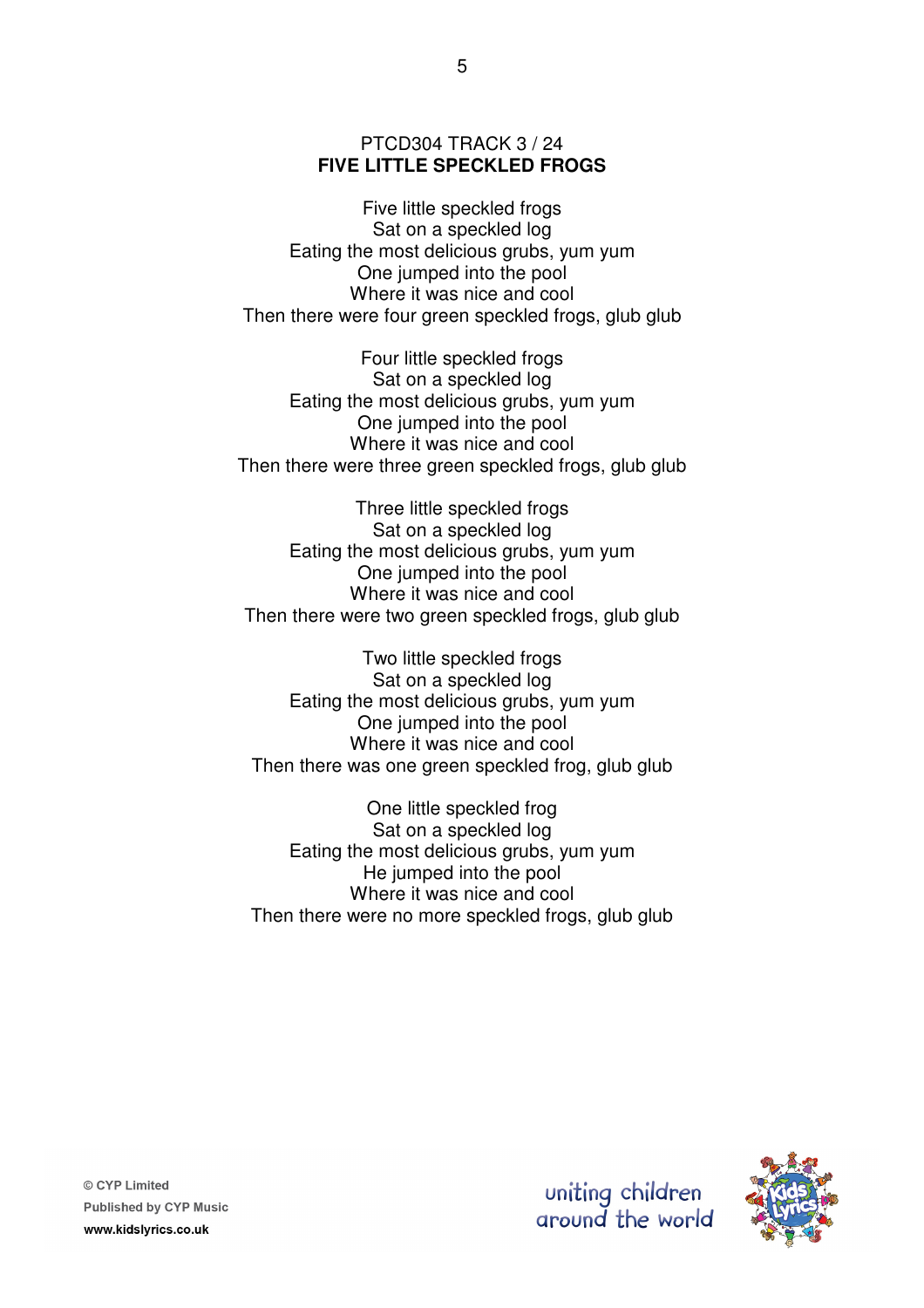PTCD304 TRACK 3 / 24

## FIVE LITTLE SPECKLED FROGS

Five little speckled frogs
Sat on a speckled log
Eating the most delicious grubs, yum yum
One jumped into the pool
Where it was nice and cool
Then there were four green speckled frogs, glub glub

Four little speckled frogs
Sat on a speckled log
Eating the most delicious grubs, yum yum
One jumped into the pool
Where it was nice and cool
Then there were three green speckled frogs, glub glub

Three little speckled frogs
Sat on a speckled log
Eating the most delicious grubs, yum yum
One jumped into the pool
Where it was nice and cool
Then there were two green speckled frogs, glub glub

Two little speckled frogs
Sat on a speckled log
Eating the most delicious grubs, yum yum
One jumped into the pool
Where it was nice and cool
Then there was one green speckled frog, glub glub

One little speckled frog
Sat on a speckled log
Eating the most delicious grubs, yum yum
He jumped into the pool
Where it was nice and cool
Then there were no more speckled frogs, glub glub

© CYP Limited
Published by CYP Music
www.kidslyrics.co.uk

uniting children around the world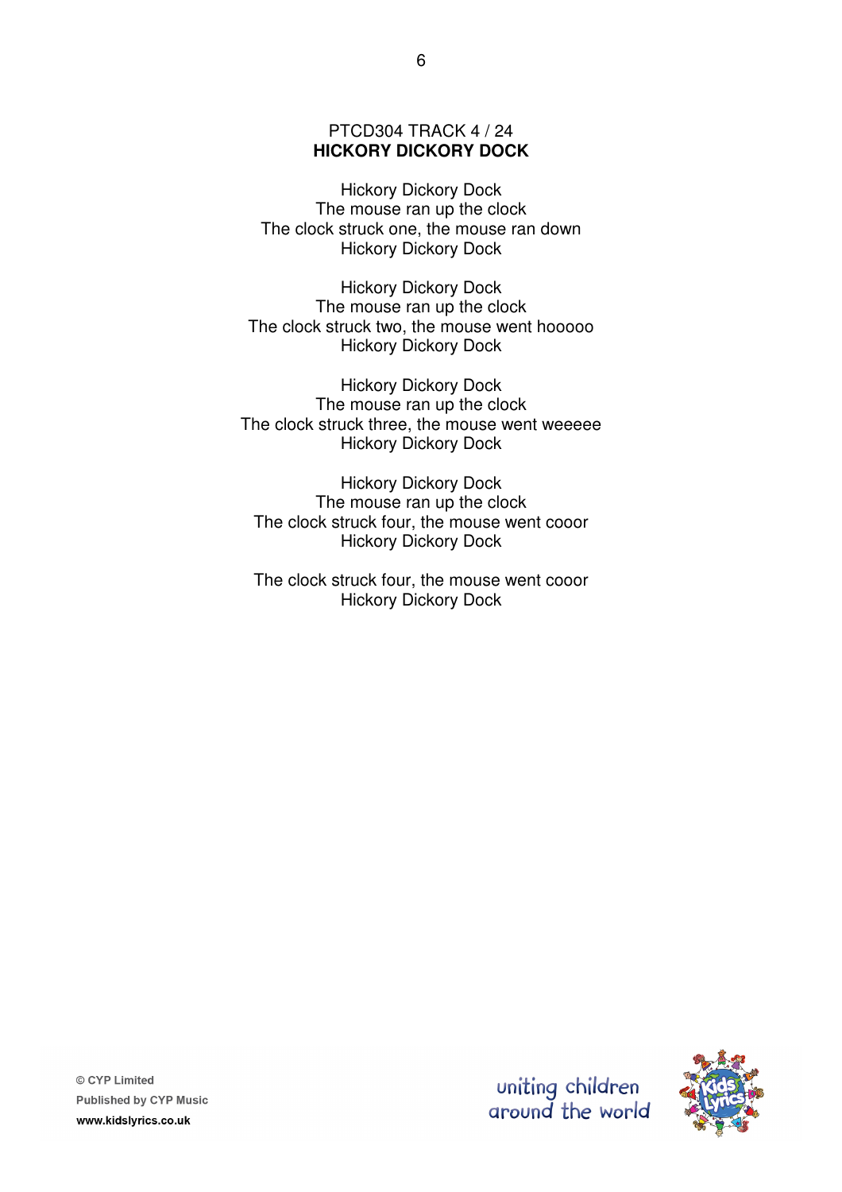PTCD304 TRACK 4 / 24

**HICKORY DICKORY DOCK**

Hickory Dickory Dock
The mouse ran up the clock
The clock struck one, the mouse ran down
Hickory Dickory Dock

Hickory Dickory Dock
The mouse ran up the clock
The clock struck two, the mouse went hooooo
Hickory Dickory Dock

Hickory Dickory Dock
The mouse ran up the clock
The clock struck three, the mouse went weeeee
Hickory Dickory Dock

Hickory Dickory Dock
The mouse ran up the clock
The clock struck four, the mouse went cooor
Hickory Dickory Dock

The clock struck four, the mouse went cooor
Hickory Dickory Dock

© CYP Limited
Published by CYP Music
www.kidslyrics.co.uk

uniting children around the world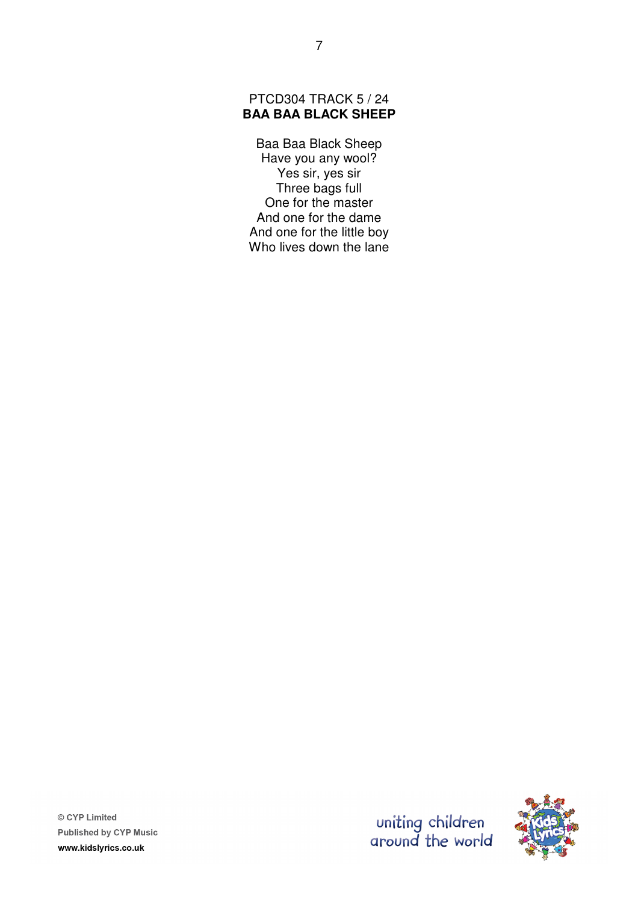PTCD304 TRACK 5 / 24

**BAA BAA BLACK SHEEP**

Baa Baa Black Sheep
Have you any wool?
Yes sir, yes sir
Three bags full
One for the master
And one for the dame
And one for the little boy
Who lives down the lane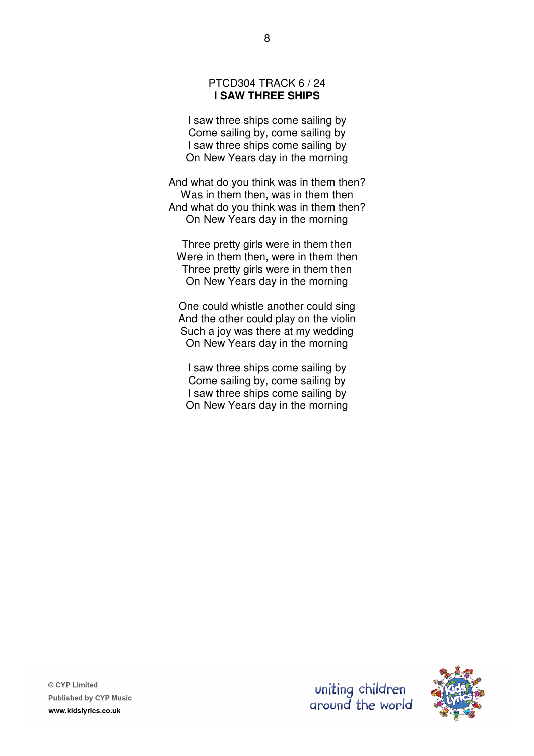PTCD304 TRACK 6 / 24

**I SAW THREE SHIPS**

I saw three ships come sailing by
Come sailing by, come sailing by
I saw three ships come sailing by
On New Years day in the morning

And what do you think was in them then?
Was in them then, was in them then
And what do you think was in them then?
On New Years day in the morning

Three pretty girls were in them then
Were in them then, were in them then
Three pretty girls were in them then
On New Years day in the morning

One could whistle another could sing
And the other could play on the violin
Such a joy was there at my wedding
On New Years day in the morning

I saw three ships come sailing by
Come sailing by, come sailing by
I saw three ships come sailing by
On New Years day in the morning

© CYP Limited
Published by CYP Music
www.kidslyrics.co.uk

uniting children around the world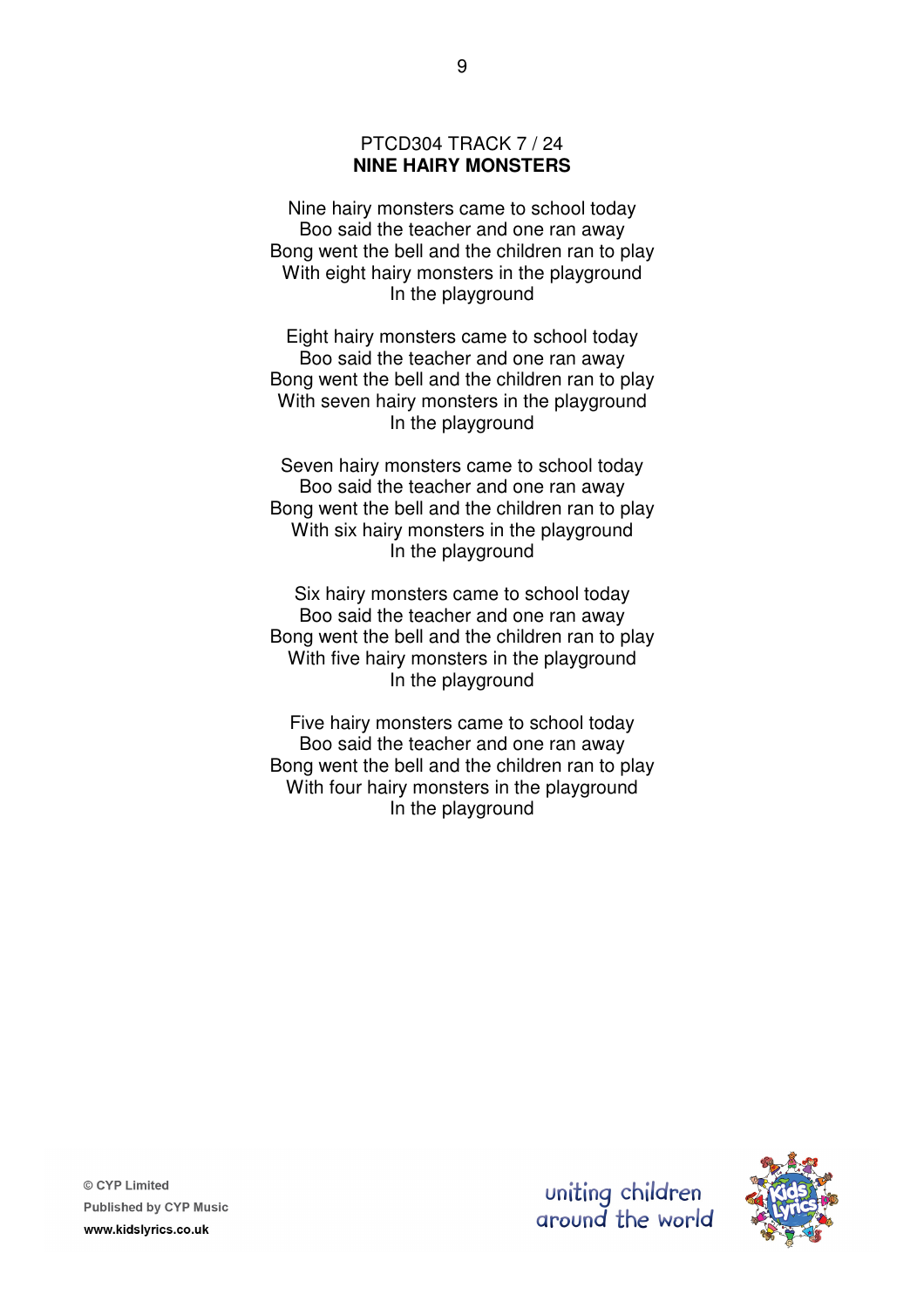PTCD304 TRACK 7 / 24

## NINE HAIRY MONSTERS

Nine hairy monsters came to school today
Boo said the teacher and one ran away
Bong went the bell and the children ran to play
With eight hairy monsters in the playground
In the playground

Eight hairy monsters came to school today
Boo said the teacher and one ran away
Bong went the bell and the children ran to play
With seven hairy monsters in the playground
In the playground

Seven hairy monsters came to school today
Boo said the teacher and one ran away
Bong went the bell and the children ran to play
With six hairy monsters in the playground
In the playground

Six hairy monsters came to school today
Boo said the teacher and one ran away
Bong went the bell and the children ran to play
With five hairy monsters in the playground
In the playground

Five hairy monsters came to school today
Boo said the teacher and one ran away
Bong went the bell and the children ran to play
With four hairy monsters in the playground
In the playground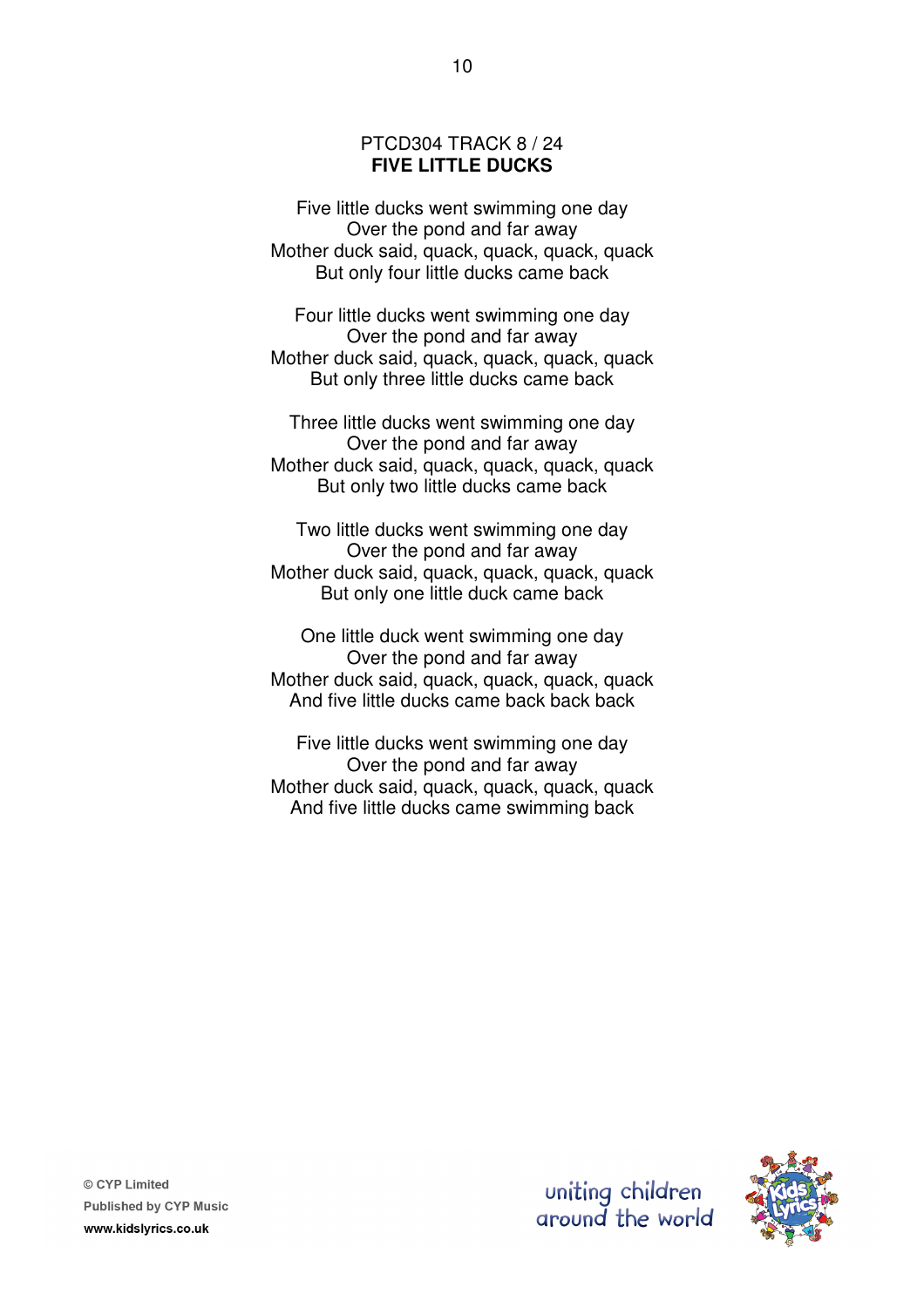PTCD304 TRACK 8 / 24

**FIVE LITTLE DUCKS**

Five little ducks went swimming one day  
Over the pond and far away  
Mother duck said, quack, quack, quack, quack  
But only four little ducks came back

Four little ducks went swimming one day  
Over the pond and far away  
Mother duck said, quack, quack, quack, quack  
But only three little ducks came back

Three little ducks went swimming one day  
Over the pond and far away  
Mother duck said, quack, quack, quack, quack  
But only two little ducks came back

Two little ducks went swimming one day  
Over the pond and far away  
Mother duck said, quack, quack, quack, quack  
But only one little duck came back

One little duck went swimming one day  
Over the pond and far away  
Mother duck said, quack, quack, quack, quack  
And five little ducks came back back back

Five little ducks went swimming one day  
Over the pond and far away  
Mother duck said, quack, quack, quack, quack  
And five little ducks came swimming back

© CYP Limited  
Published by CYP Music  
www.kidslyrics.co.uk

uniting children around the world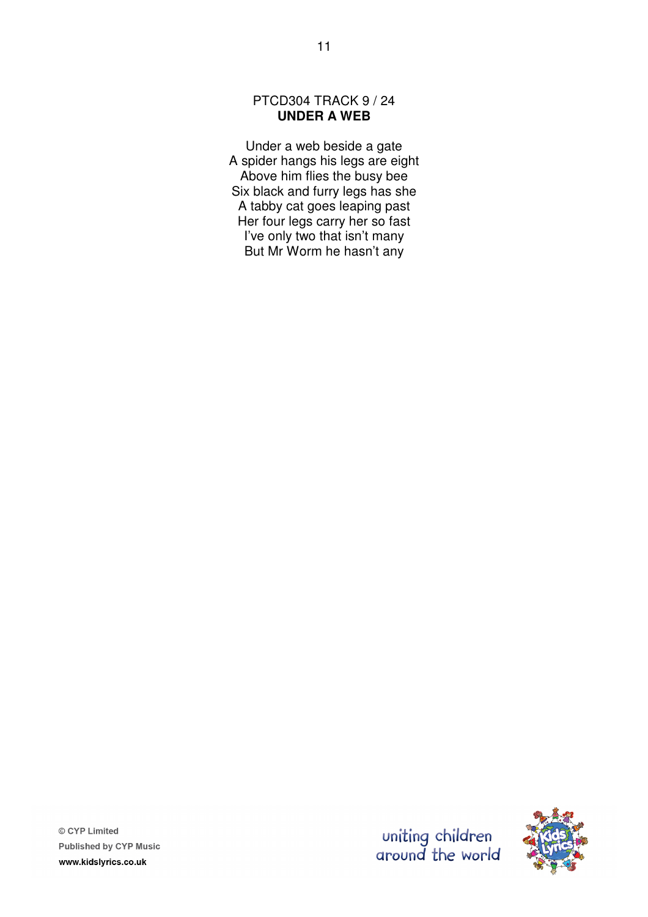PTCD304 TRACK 9 / 24

**UNDER A WEB**

Under a web beside a gate  
A spider hangs his legs are eight  
Above him flies the busy bee  
Six black and furry legs has she  
A tabby cat goes leaping past  
Her four legs carry her so fast  
I've only two that isn't many  
But Mr Worm he hasn't any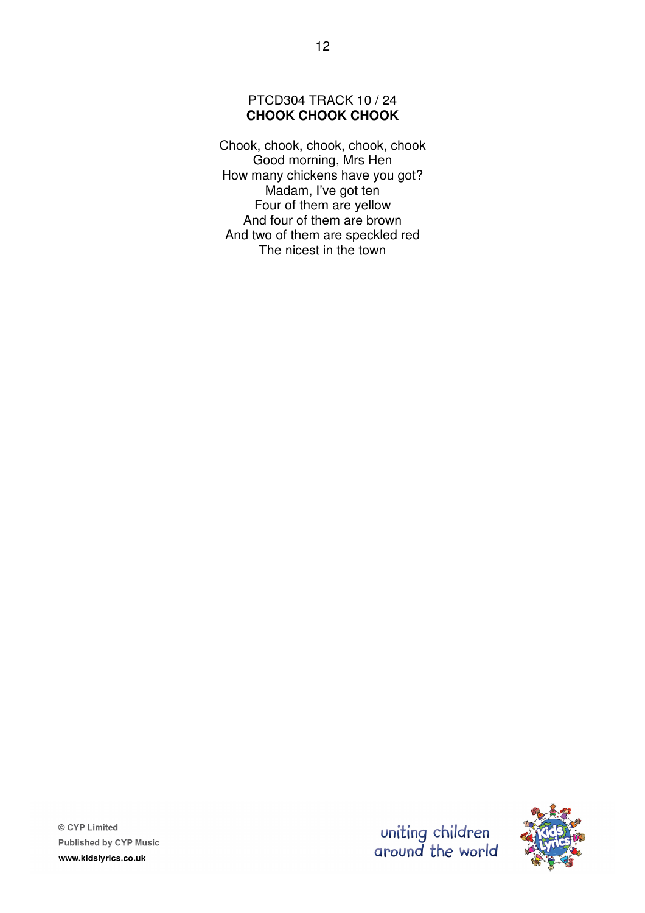PTCD304 TRACK 10 / 24

**CHOOK CHOOK CHOOK**

Chook, chook, chook, chook, chook
Good morning, Mrs Hen
How many chickens have you got?
Madam, I've got ten
Four of them are yellow
And four of them are brown
And two of them are speckled red
The nicest in the town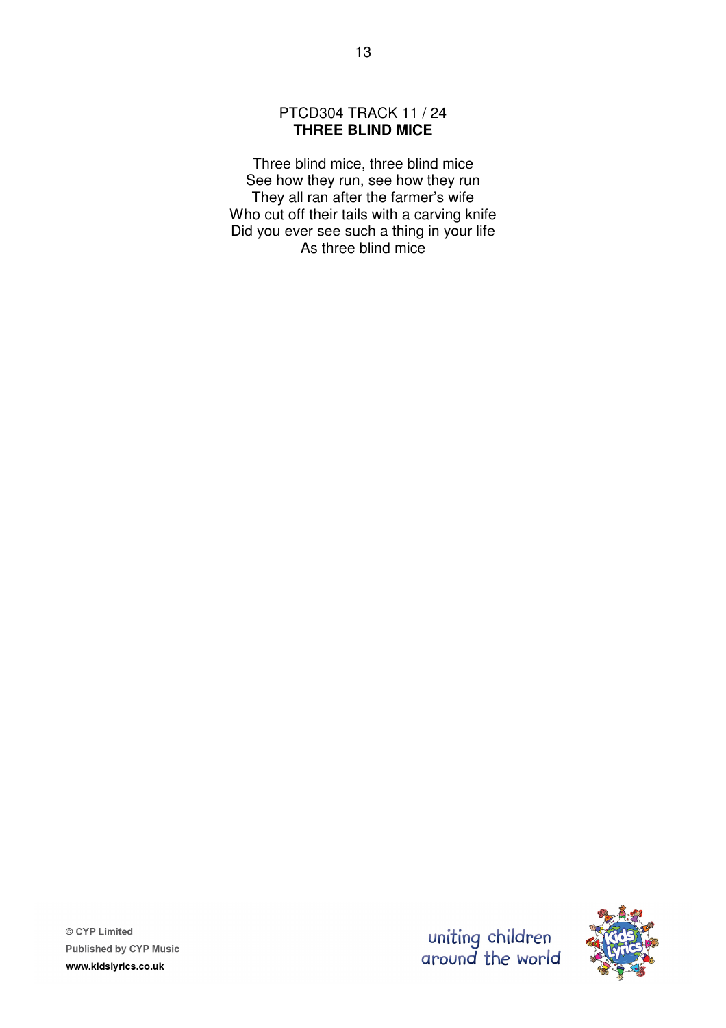PTCD304 TRACK 11 / 24

**THREE BLIND MICE**

Three blind mice, three blind mice  
See how they run, see how they run  
They all ran after the farmer's wife  
Who cut off their tails with a carving knife  
Did you ever see such a thing in your life  
As three blind mice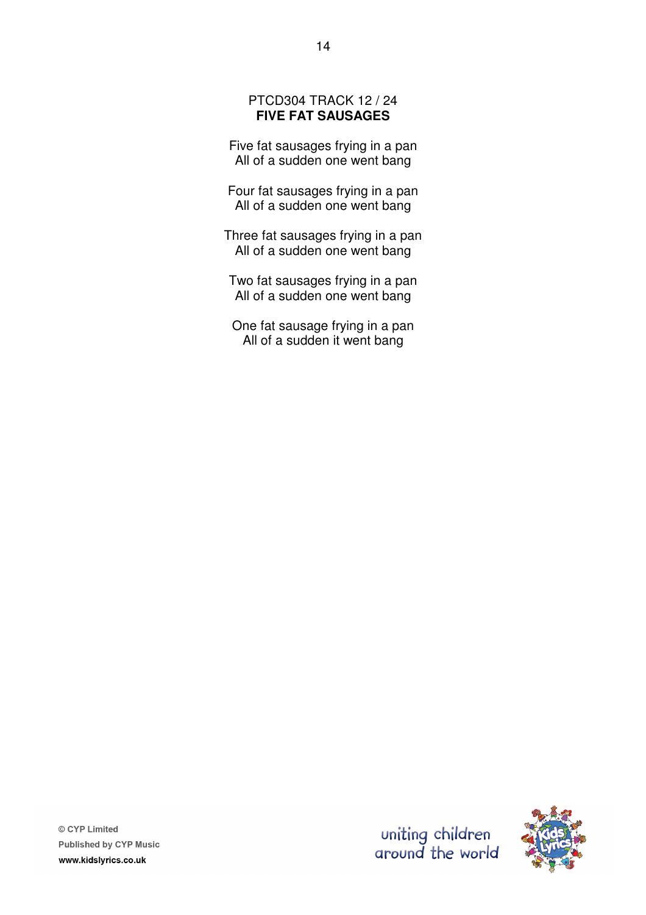PTCD304 TRACK 12 / 24

## FIVE FAT SAUSAGES

Five fat sausages frying in a pan  
All of a sudden one went bang

Four fat sausages frying in a pan  
All of a sudden one went bang

Three fat sausages frying in a pan  
All of a sudden one went bang

Two fat sausages frying in a pan  
All of a sudden one went bang

One fat sausage frying in a pan  
All of a sudden it went bang

© CYP Limited  
Published by CYP Music  
www.kidslyrics.co.uk

uniting children around the world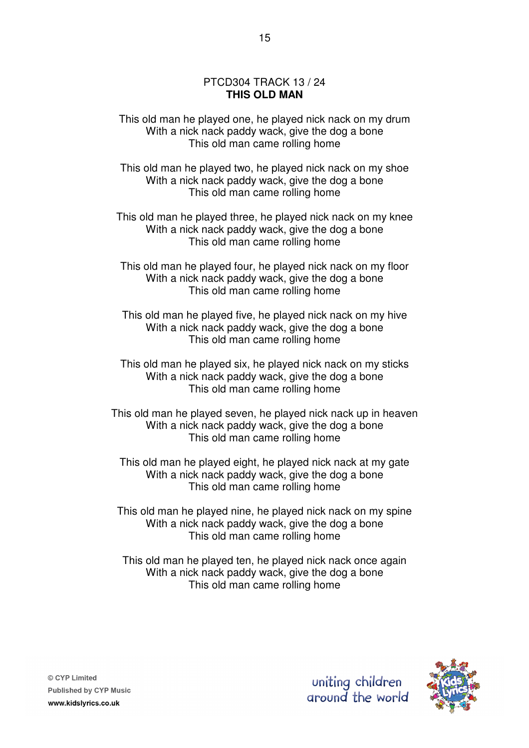PTCD304 TRACK 13 / 24

**THIS OLD MAN**

This old man he played one, he played nick nack on my drum
With a nick nack paddy wack, give the dog a bone
This old man came rolling home

This old man he played two, he played nick nack on my shoe
With a nick nack paddy wack, give the dog a bone
This old man came rolling home

This old man he played three, he played nick nack on my knee
With a nick nack paddy wack, give the dog a bone
This old man came rolling home

This old man he played four, he played nick nack on my floor
With a nick nack paddy wack, give the dog a bone
This old man came rolling home

This old man he played five, he played nick nack on my hive
With a nick nack paddy wack, give the dog a bone
This old man came rolling home

This old man he played six, he played nick nack on my sticks
With a nick nack paddy wack, give the dog a bone
This old man came rolling home

This old man he played seven, he played nick nack up in heaven
With a nick nack paddy wack, give the dog a bone
This old man came rolling home

This old man he played eight, he played nick nack at my gate
With a nick nack paddy wack, give the dog a bone
This old man came rolling home

This old man he played nine, he played nick nack on my spine
With a nick nack paddy wack, give the dog a bone
This old man came rolling home

This old man he played ten, he played nick nack once again
With a nick nack paddy wack, give the dog a bone
This old man came rolling home

© CYP Limited
Published by CYP Music
www.kidslyrics.co.uk

uniting children around the world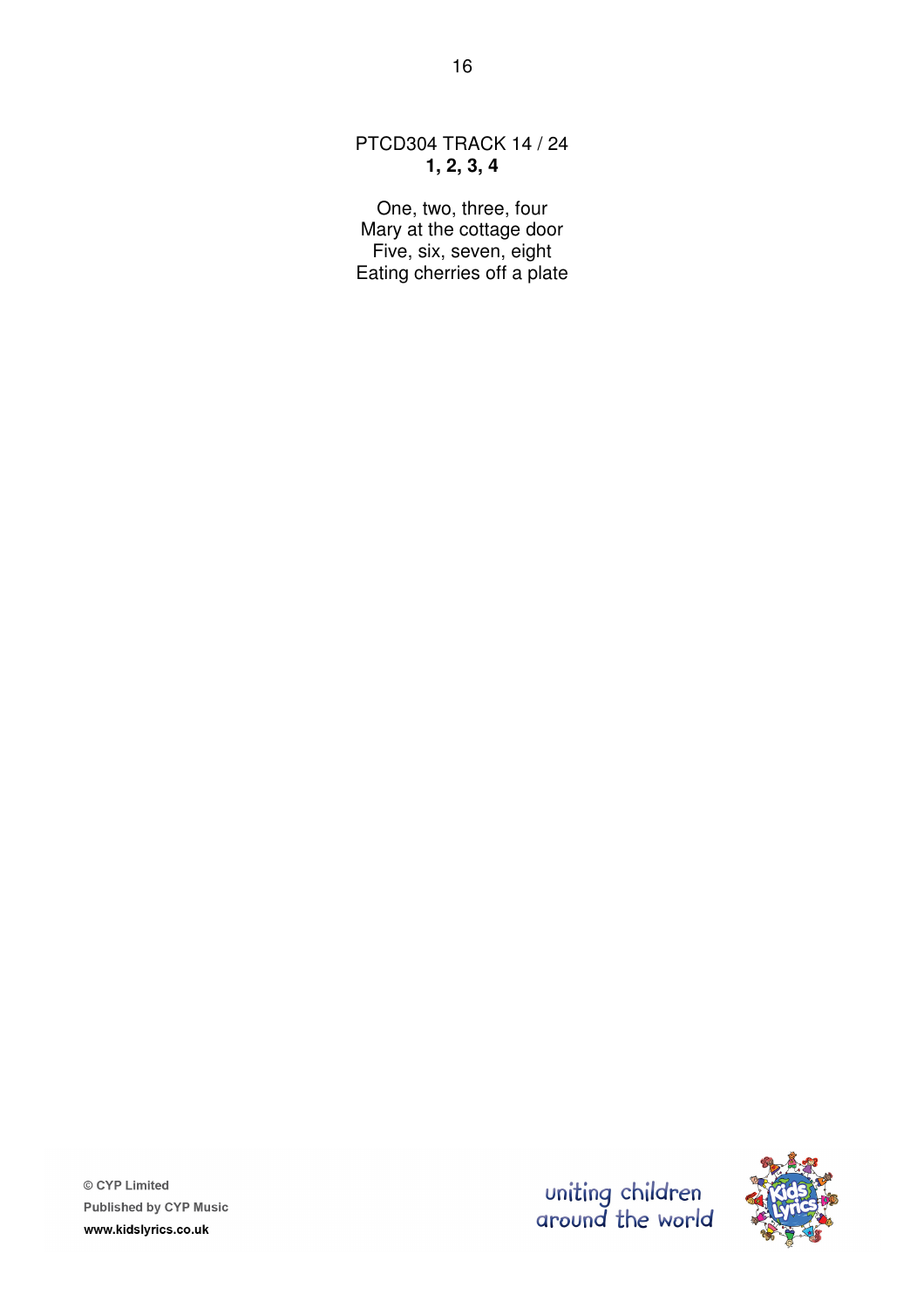PTCD304 TRACK 14 / 24

**1, 2, 3, 4**

One, two, three, four
Mary at the cottage door
Five, six, seven, eight
Eating cherries off a plate

© CYP Limited
Published by CYP Music
www.kidslyrics.co.uk

uniting children around the world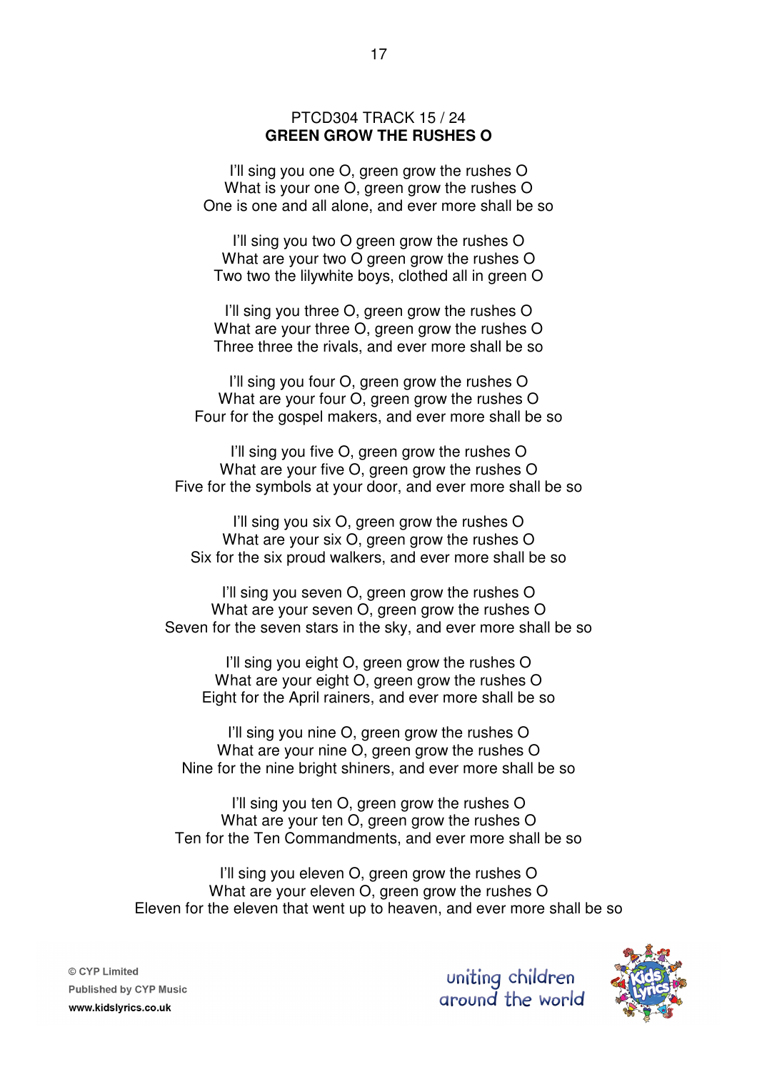PTCD304 TRACK 15 / 24

**GREEN GROW THE RUSHES O**

I'll sing you one O, green grow the rushes O  
What is your one O, green grow the rushes O  
One is one and all alone, and ever more shall be so

I'll sing you two O green grow the rushes O  
What are your two O green grow the rushes O  
Two two the lilywhite boys, clothed all in green O

I'll sing you three O, green grow the rushes O  
What are your three O, green grow the rushes O  
Three three the rivals, and ever more shall be so

I'll sing you four O, green grow the rushes O  
What are your four O, green grow the rushes O  
Four for the gospel makers, and ever more shall be so

I'll sing you five O, green grow the rushes O  
What are your five O, green grow the rushes O  
Five for the symbols at your door, and ever more shall be so

I'll sing you six O, green grow the rushes O  
What are your six O, green grow the rushes O  
Six for the six proud walkers, and ever more shall be so

I'll sing you seven O, green grow the rushes O  
What are your seven O, green grow the rushes O  
Seven for the seven stars in the sky, and ever more shall be so

I'll sing you eight O, green grow the rushes O  
What are your eight O, green grow the rushes O  
Eight for the April rainers, and ever more shall be so

I'll sing you nine O, green grow the rushes O  
What are your nine O, green grow the rushes O  
Nine for the nine bright shiners, and ever more shall be so

I'll sing you ten O, green grow the rushes O  
What are your ten O, green grow the rushes O  
Ten for the Ten Commandments, and ever more shall be so

I'll sing you eleven O, green grow the rushes O  
What are your eleven O, green grow the rushes O  
Eleven for the eleven that went up to heaven, and ever more shall be so

© CYP Limited  
Published by CYP Music  
**www.kidslyrics.co.uk**

uniting children around the world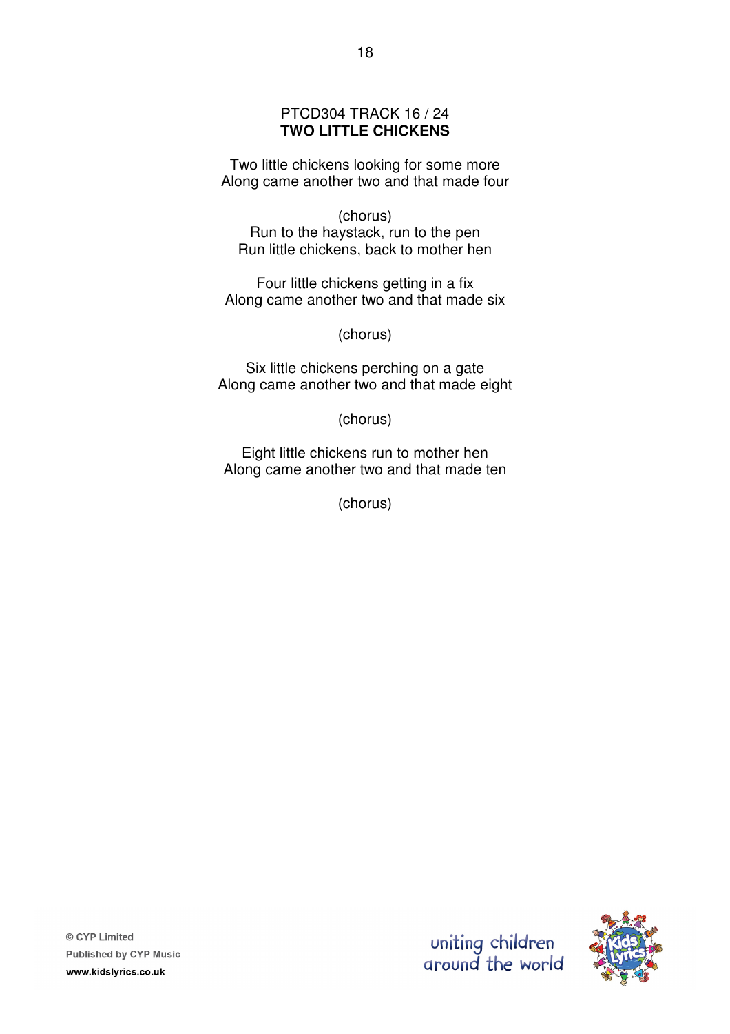PTCD304 TRACK 16 / 24

**TWO LITTLE CHICKENS**

Two little chickens looking for some more
Along came another two and that made four

(chorus)
Run to the haystack, run to the pen
Run little chickens, back to mother hen

Four little chickens getting in a fix
Along came another two and that made six

(chorus)

Six little chickens perching on a gate
Along came another two and that made eight

(chorus)

Eight little chickens run to mother hen
Along came another two and that made ten

(chorus)

© CYP Limited
Published by CYP Music
www.kidslyrics.co.uk

uniting children around the world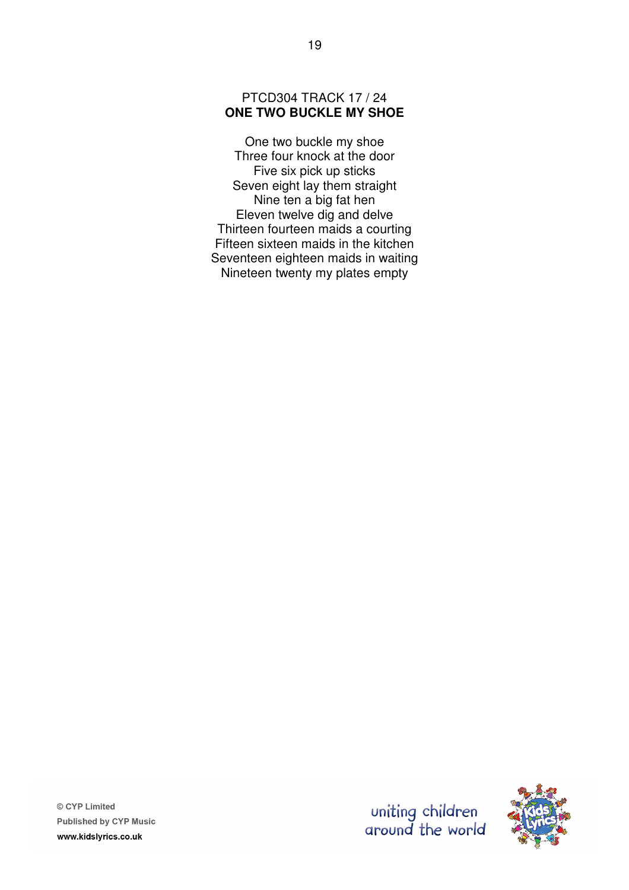PTCD304 TRACK 17 / 24

**ONE TWO BUCKLE MY SHOE**

One two buckle my shoe
Three four knock at the door
Five six pick up sticks
Seven eight lay them straight
Nine ten a big fat hen
Eleven twelve dig and delve
Thirteen fourteen maids a courting
Fifteen sixteen maids in the kitchen
Seventeen eighteen maids in waiting
Nineteen twenty my plates empty

© CYP Limited
Published by CYP Music
www.kidslyrics.co.uk

uniting children around the world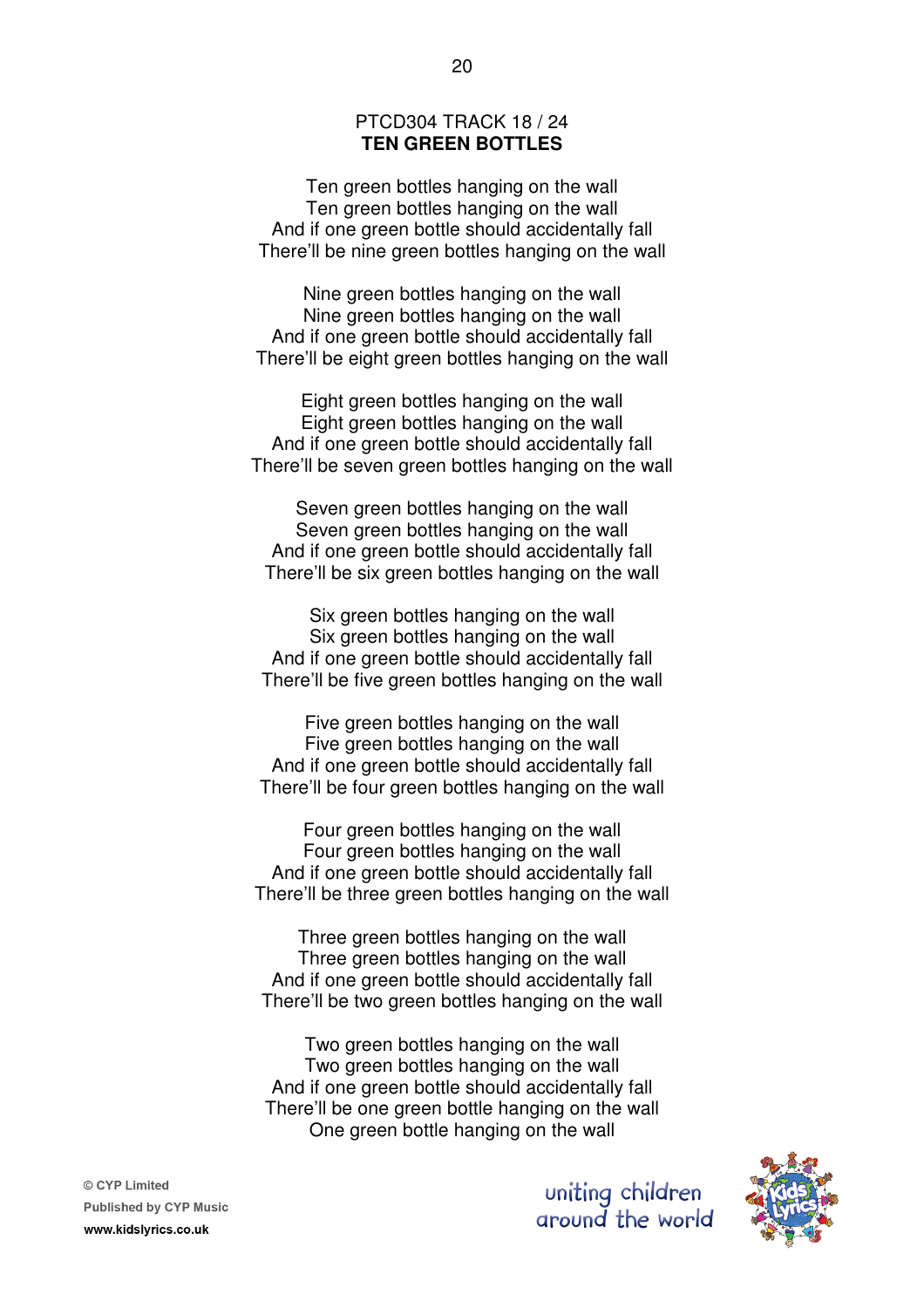PTCD304 TRACK 18 / 24

**TEN GREEN BOTTLES**

Ten green bottles hanging on the wall
Ten green bottles hanging on the wall
And if one green bottle should accidentally fall
There'll be nine green bottles hanging on the wall

Nine green bottles hanging on the wall
Nine green bottles hanging on the wall
And if one green bottle should accidentally fall
There'll be eight green bottles hanging on the wall

Eight green bottles hanging on the wall
Eight green bottles hanging on the wall
And if one green bottle should accidentally fall
There'll be seven green bottles hanging on the wall

Seven green bottles hanging on the wall
Seven green bottles hanging on the wall
And if one green bottle should accidentally fall
There'll be six green bottles hanging on the wall

Six green bottles hanging on the wall
Six green bottles hanging on the wall
And if one green bottle should accidentally fall
There'll be five green bottles hanging on the wall

Five green bottles hanging on the wall
Five green bottles hanging on the wall
And if one green bottle should accidentally fall
There'll be four green bottles hanging on the wall

Four green bottles hanging on the wall
Four green bottles hanging on the wall
And if one green bottle should accidentally fall
There'll be three green bottles hanging on the wall

Three green bottles hanging on the wall
Three green bottles hanging on the wall
And if one green bottle should accidentally fall
There'll be two green bottles hanging on the wall

Two green bottles hanging on the wall
Two green bottles hanging on the wall
And if one green bottle should accidentally fall
There'll be one green bottle hanging on the wall
One green bottle hanging on the wall

© CYP Limited
Published by CYP Music
www.kidslyrics.co.uk

uniting children around the world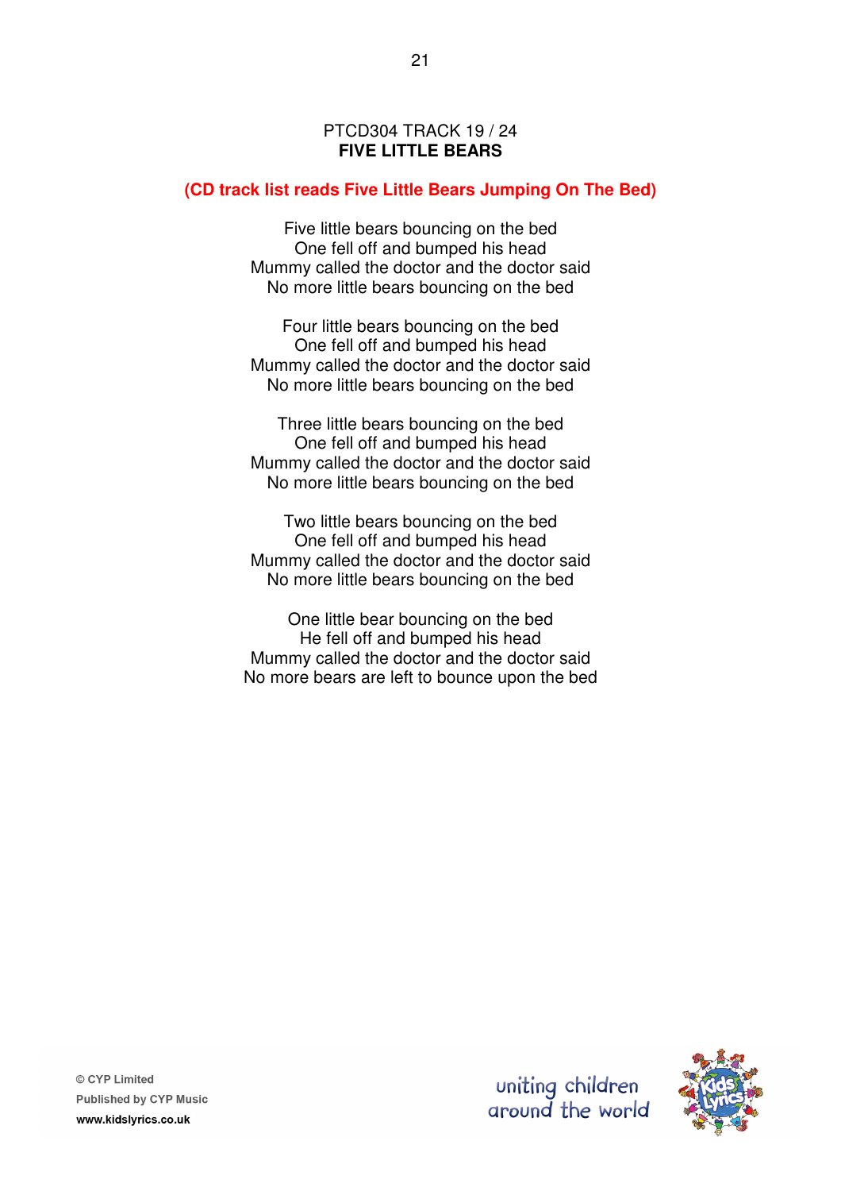PTCD304 TRACK 19 / 24

**FIVE LITTLE BEARS**

**(CD track list reads Five Little Bears Jumping On The Bed)**

Five little bears bouncing on the bed
One fell off and bumped his head
Mummy called the doctor and the doctor said
No more little bears bouncing on the bed

Four little bears bouncing on the bed
One fell off and bumped his head
Mummy called the doctor and the doctor said
No more little bears bouncing on the bed

Three little bears bouncing on the bed
One fell off and bumped his head
Mummy called the doctor and the doctor said
No more little bears bouncing on the bed

Two little bears bouncing on the bed
One fell off and bumped his head
Mummy called the doctor and the doctor said
No more little bears bouncing on the bed

One little bear bouncing on the bed
He fell off and bumped his head
Mummy called the doctor and the doctor said
No more bears are left to bounce upon the bed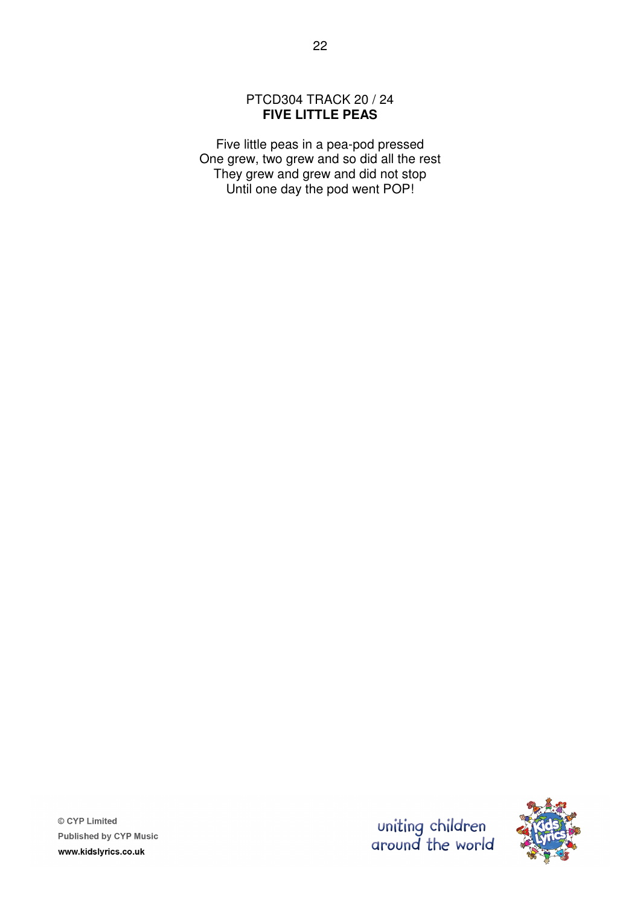PTCD304 TRACK 20 / 24

## FIVE LITTLE PEAS

Five little peas in a pea-pod pressed
One grew, two grew and so did all the rest
They grew and grew and did not stop
Until one day the pod went POP!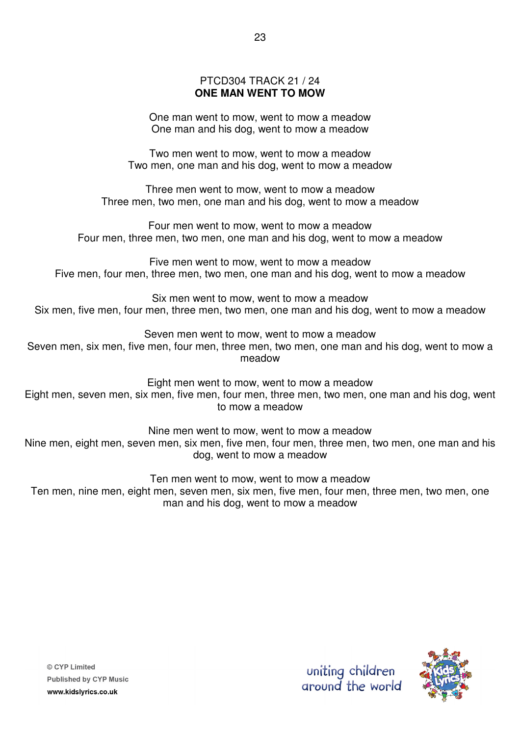PTCD304 TRACK 21 / 24

## ONE MAN WENT TO MOW

One man went to mow, went to mow a meadow
One man and his dog, went to mow a meadow

Two men went to mow, went to mow a meadow
Two men, one man and his dog, went to mow a meadow

Three men went to mow, went to mow a meadow
Three men, two men, one man and his dog, went to mow a meadow

Four men went to mow, went to mow a meadow
Four men, three men, two men, one man and his dog, went to mow a meadow

Five men went to mow, went to mow a meadow
Five men, four men, three men, two men, one man and his dog, went to mow a meadow

Six men went to mow, went to mow a meadow
Six men, five men, four men, three men, two men, one man and his dog, went to mow a meadow

Seven men went to mow, went to mow a meadow
Seven men, six men, five men, four men, three men, two men, one man and his dog, went to mow a meadow

Eight men went to mow, went to mow a meadow
Eight men, seven men, six men, five men, four men, three men, two men, one man and his dog, went to mow a meadow

Nine men went to mow, went to mow a meadow
Nine men, eight men, seven men, six men, five men, four men, three men, two men, one man and his dog, went to mow a meadow

Ten men went to mow, went to mow a meadow
Ten men, nine men, eight men, seven men, six men, five men, four men, three men, two men, one man and his dog, went to mow a meadow

© CYP Limited
Published by CYP Music
www.kidslyrics.co.uk

uniting children around the world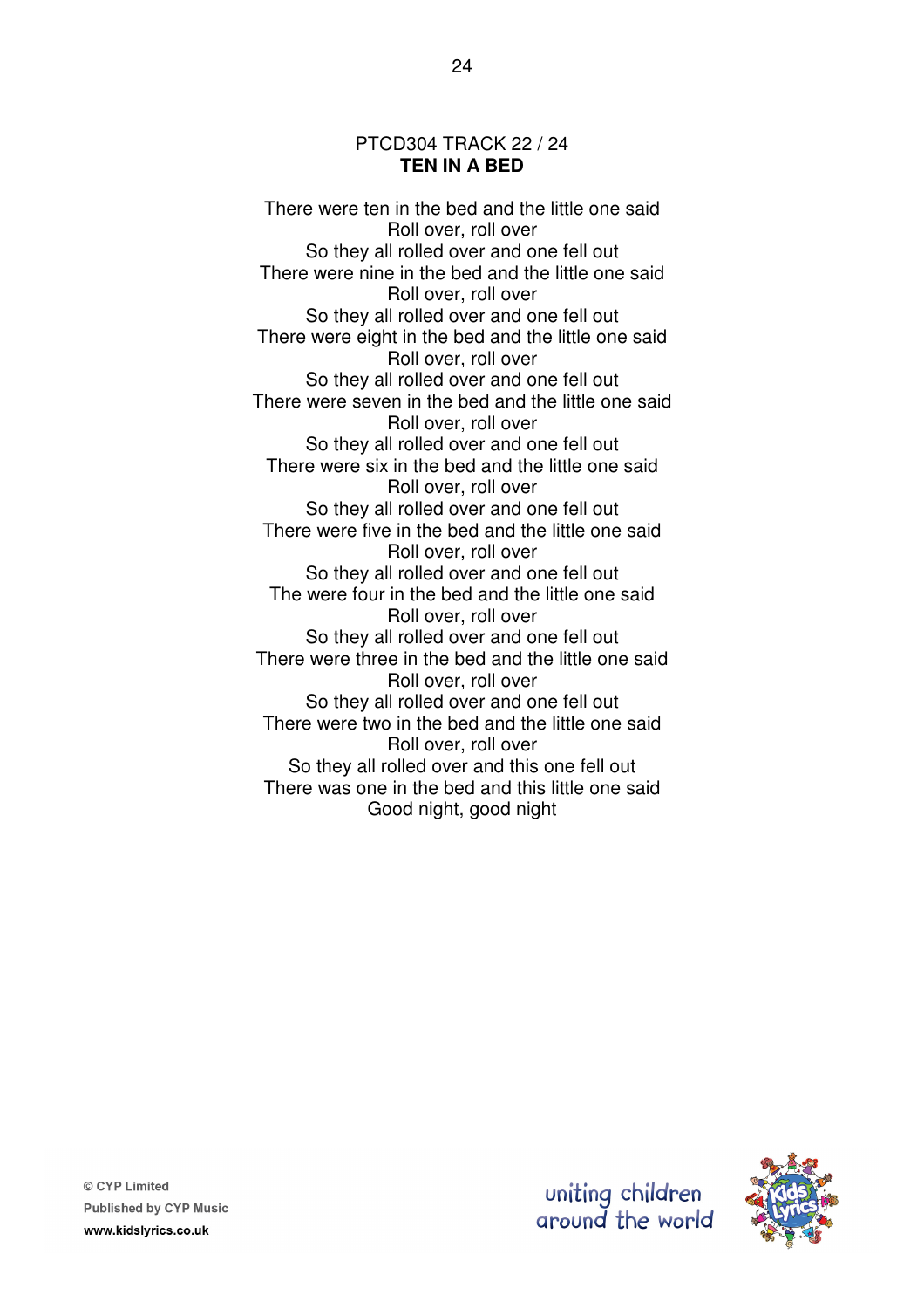PTCD304 TRACK 22 / 24

**TEN IN A BED**

There were ten in the bed and the little one said  
Roll over, roll over  
So they all rolled over and one fell out  
There were nine in the bed and the little one said  
Roll over, roll over  
So they all rolled over and one fell out  
There were eight in the bed and the little one said  
Roll over, roll over  
So they all rolled over and one fell out  
There were seven in the bed and the little one said  
Roll over, roll over  
So they all rolled over and one fell out  
There were six in the bed and the little one said  
Roll over, roll over  
So they all rolled over and one fell out  
There were five in the bed and the little one said  
Roll over, roll over  
So they all rolled over and one fell out  
The were four in the bed and the little one said  
Roll over, roll over  
So they all rolled over and one fell out  
There were three in the bed and the little one said  
Roll over, roll over  
So they all rolled over and one fell out  
There were two in the bed and the little one said  
Roll over, roll over  
So they all rolled over and this one fell out  
There was one in the bed and this little one said  
Good night, good night

© CYP Limited  
Published by CYP Music  
www.kidslyrics.co.uk

uniting children around the world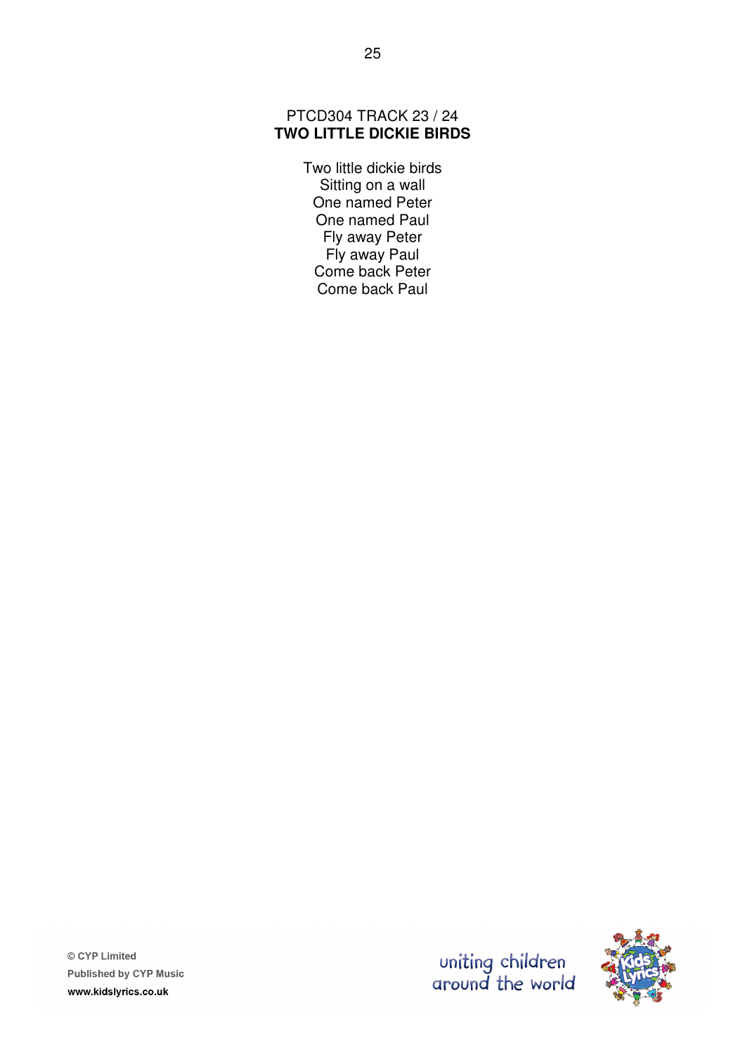PTCD304 TRACK 23 / 24

**TWO LITTLE DICKIE BIRDS**

Two little dickie birds
Sitting on a wall
One named Peter
One named Paul
Fly away Peter
Fly away Paul
Come back Peter
Come back Paul

© CYP Limited
Published by CYP Music
www.kidslyrics.co.uk

uniting children around the world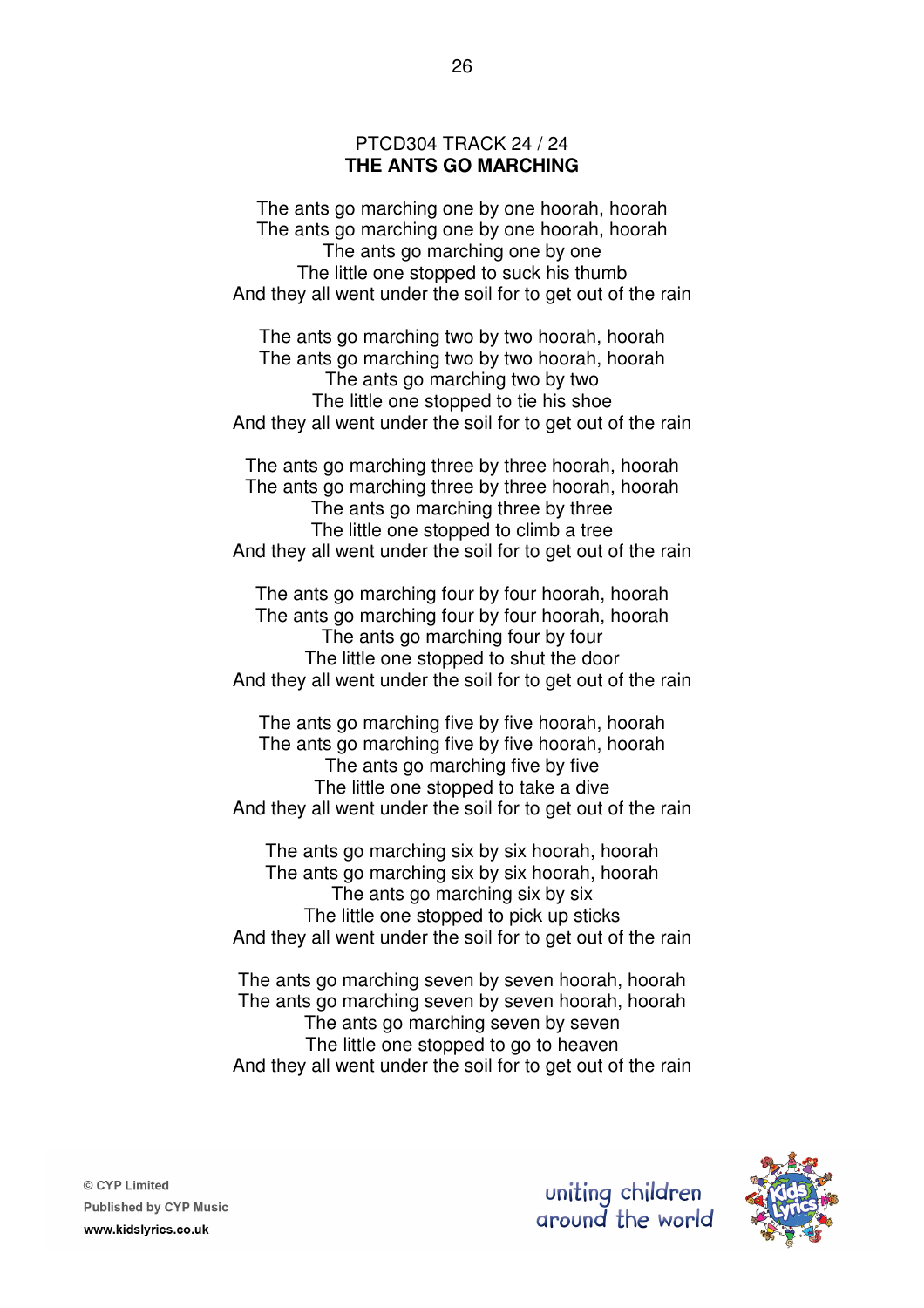PTCD304 TRACK 24 / 24

**THE ANTS GO MARCHING**

The ants go marching one by one hoorah, hoorah
The ants go marching one by one hoorah, hoorah
The ants go marching one by one
The little one stopped to suck his thumb
And they all went under the soil for to get out of the rain

The ants go marching two by two hoorah, hoorah
The ants go marching two by two hoorah, hoorah
The ants go marching two by two
The little one stopped to tie his shoe
And they all went under the soil for to get out of the rain

The ants go marching three by three hoorah, hoorah
The ants go marching three by three hoorah, hoorah
The ants go marching three by three
The little one stopped to climb a tree
And they all went under the soil for to get out of the rain

The ants go marching four by four hoorah, hoorah
The ants go marching four by four hoorah, hoorah
The ants go marching four by four
The little one stopped to shut the door
And they all went under the soil for to get out of the rain

The ants go marching five by five hoorah, hoorah
The ants go marching five by five hoorah, hoorah
The ants go marching five by five
The little one stopped to take a dive
And they all went under the soil for to get out of the rain

The ants go marching six by six hoorah, hoorah
The ants go marching six by six hoorah, hoorah
The ants go marching six by six
The little one stopped to pick up sticks
And they all went under the soil for to get out of the rain

The ants go marching seven by seven hoorah, hoorah
The ants go marching seven by seven hoorah, hoorah
The ants go marching seven by seven
The little one stopped to go to heaven
And they all went under the soil for to get out of the rain

© CYP Limited
Published by CYP Music
www.kidslyrics.co.uk

uniting children around the world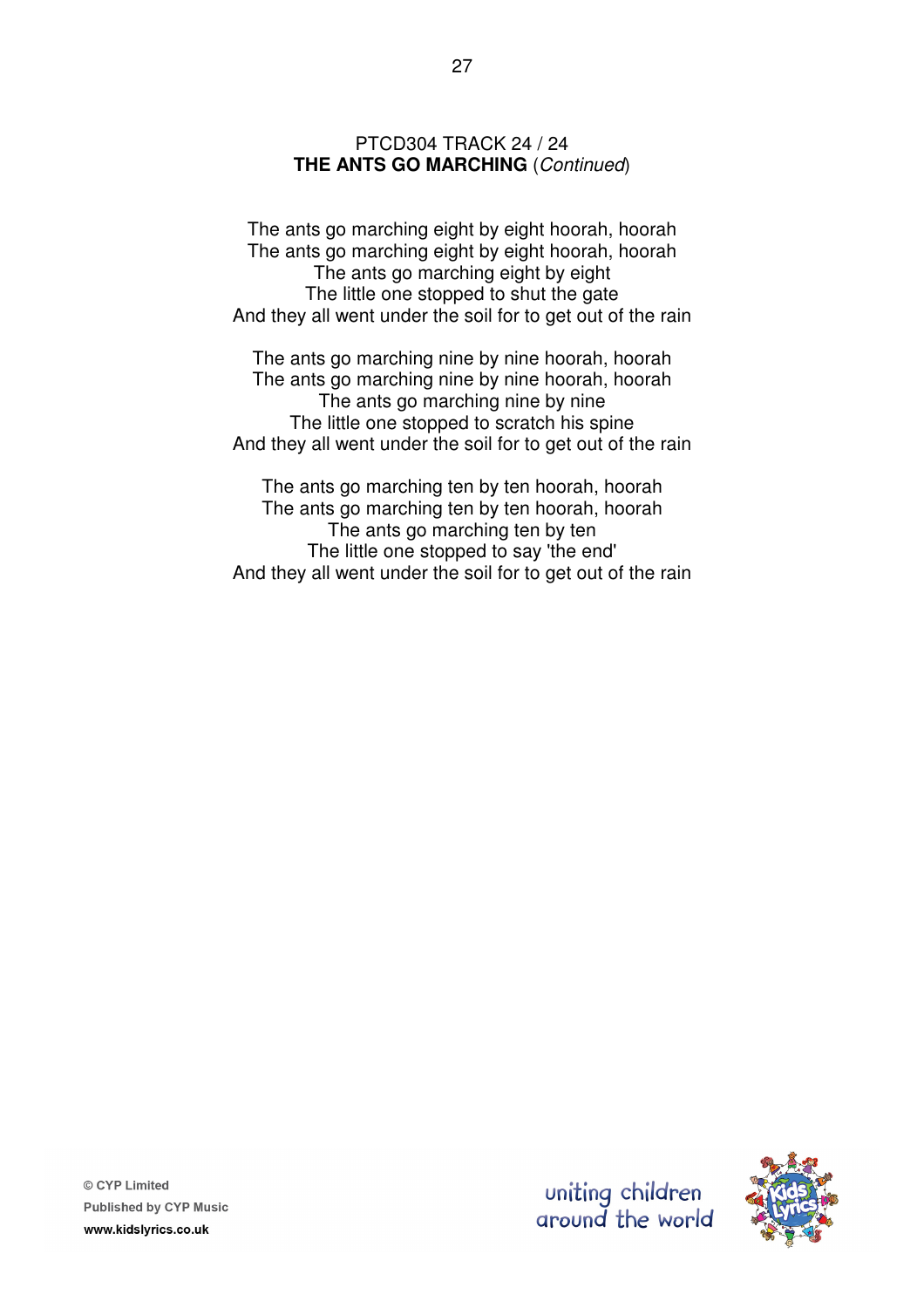PTCD304 TRACK 24 / 24

**THE ANTS GO MARCHING** (*Continued*)

The ants go marching eight by eight hoorah, hoorah
The ants go marching eight by eight hoorah, hoorah
The ants go marching eight by eight
The little one stopped to shut the gate
And they all went under the soil for to get out of the rain

The ants go marching nine by nine hoorah, hoorah
The ants go marching nine by nine hoorah, hoorah
The ants go marching nine by nine
The little one stopped to scratch his spine
And they all went under the soil for to get out of the rain

The ants go marching ten by ten hoorah, hoorah
The ants go marching ten by ten hoorah, hoorah
The ants go marching ten by ten
The little one stopped to say 'the end'
And they all went under the soil for to get out of the rain

© CYP Limited
Published by CYP Music
www.kidslyrics.co.uk

uniting children around the world